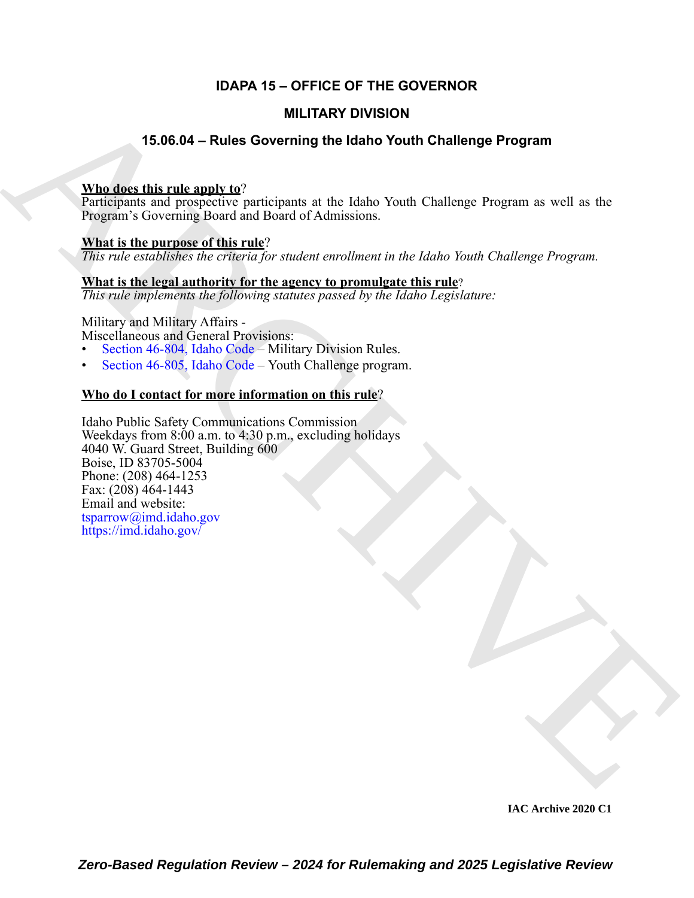# IDAPA 15 – OFFICE OF THE GOVERNOR

## MILITARY DIVISION

## 15.06.04 – Rules Governing the Idaho Youth Challenge Program

**Who does this rule apply to?**
Participants and prospective participants at the Idaho Youth Challenge Program as well as the Program's Governing Board and Board of Admissions.

**What is the purpose of this rule?**
*This rule establishes the criteria for student enrollment in the Idaho Youth Challenge Program.*

**What is the legal authority for the agency to promulgate this rule?**
*This rule implements the following statutes passed by the Idaho Legislature:*

Military and Military Affairs -
Miscellaneous and General Provisions:
- Section 46-804, Idaho Code – Military Division Rules.
- Section 46-805, Idaho Code – Youth Challenge program.

**Who do I contact for more information on this rule?**

Idaho Public Safety Communications Commission
Weekdays from 8:00 a.m. to 4:30 p.m., excluding holidays
4040 W. Guard Street, Building 600
Boise, ID 83705-5004
Phone: (208) 464-1253
Fax: (208) 464-1443
Email and website:
tsparrow@imd.idaho.gov
https://imd.idaho.gov/

IAC Archive 2020 C1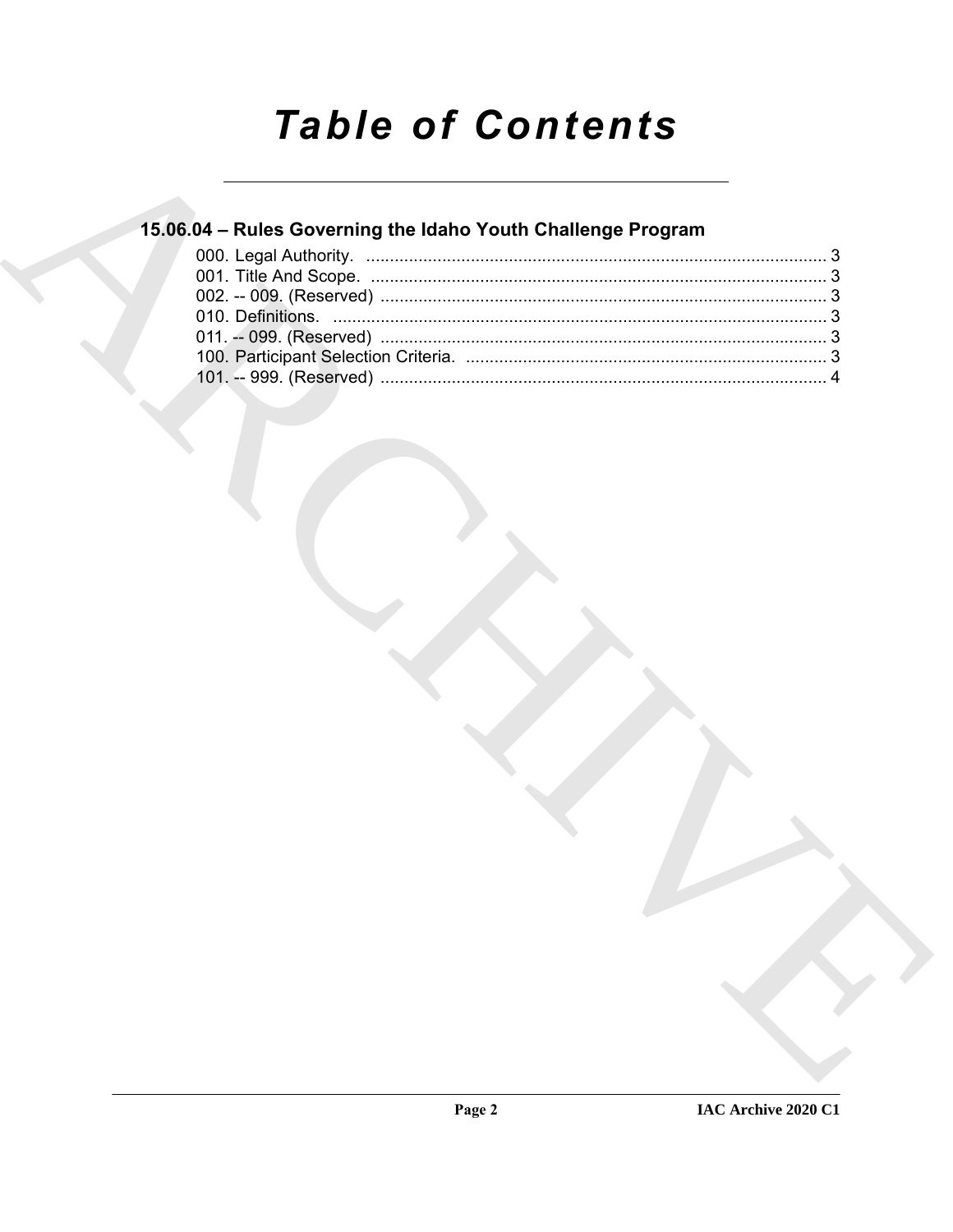# Table of Contents

## 15.06.04 – Rules Governing the Idaho Youth Challenge Program

000. Legal Authority. ........................................................................................ 3
001. Title And Scope. ........................................................................................ 3
002. -- 009. (Reserved) ..................................................................................... 3
010. Definitions. ................................................................................................ 3
011. -- 099. (Reserved) ..................................................................................... 3
100. Participant Selection Criteria. .................................................................... 3
101. -- 999. (Reserved) ..................................................................................... 4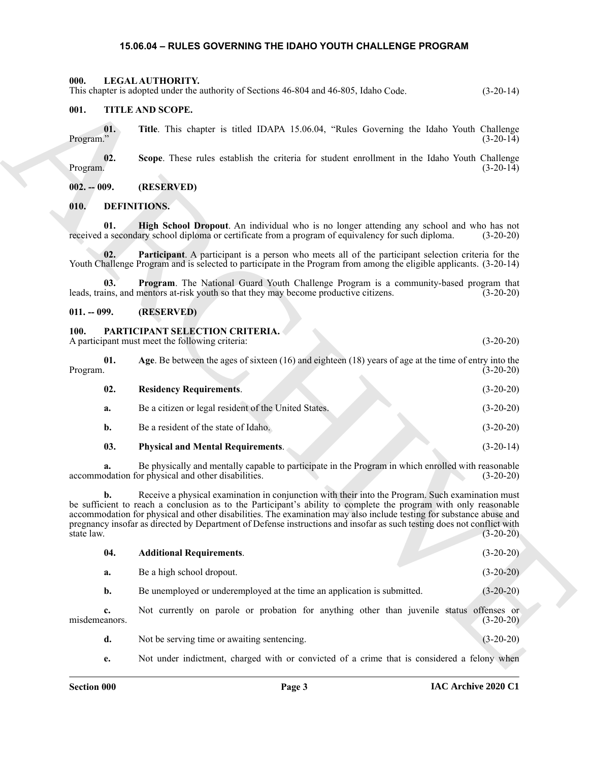## 15.06.04 – RULES GOVERNING THE IDAHO YOUTH CHALLENGE PROGRAM

**000. LEGAL AUTHORITY.**
This chapter is adopted under the authority of Sections 46-804 and 46-805, Idaho Code. (3-20-14)

**001. TITLE AND SCOPE.**

**01. Title**. This chapter is titled IDAPA 15.06.04, "Rules Governing the Idaho Youth Challenge Program." (3-20-14)

**02. Scope**. These rules establish the criteria for student enrollment in the Idaho Youth Challenge Program. (3-20-14)

**002. -- 009. (RESERVED)**

**010. DEFINITIONS.**

**01. High School Dropout**. An individual who is no longer attending any school and who has not received a secondary school diploma or certificate from a program of equivalency for such diploma. (3-20-20)

**02. Participant**. A participant is a person who meets all of the participant selection criteria for the Youth Challenge Program and is selected to participate in the Program from among the eligible applicants. (3-20-14)

**03. Program**. The National Guard Youth Challenge Program is a community-based program that leads, trains, and mentors at-risk youth so that they may become productive citizens. (3-20-20)

**011. -- 099. (RESERVED)**

**100. PARTICIPANT SELECTION CRITERIA.**
A participant must meet the following criteria: (3-20-20)

**01. Age**. Be between the ages of sixteen (16) and eighteen (18) years of age at the time of entry into the Program. (3-20-20)

**02. Residency Requirements**. (3-20-20)

**a.** Be a citizen or legal resident of the United States. (3-20-20)

**b.** Be a resident of the state of Idaho. (3-20-20)

**03. Physical and Mental Requirements**. (3-20-14)

**a.** Be physically and mentally capable to participate in the Program in which enrolled with reasonable accommodation for physical and other disabilities. (3-20-20)

**b.** Receive a physical examination in conjunction with their into the Program. Such examination must be sufficient to reach a conclusion as to the Participant's ability to complete the program with only reasonable accommodation for physical and other disabilities. The examination may also include testing for substance abuse and pregnancy insofar as directed by Department of Defense instructions and insofar as such testing does not conflict with state law. (3-20-20)

**04. Additional Requirements**. (3-20-20)

**a.** Be a high school dropout. (3-20-20)

**b.** Be unemployed or underemployed at the time an application is submitted. (3-20-20)

**c.** Not currently on parole or probation for anything other than juvenile status offenses or misdemeanors. (3-20-20)

**d.** Not be serving time or awaiting sentencing. (3-20-20)

**e.** Not under indictment, charged with or convicted of a crime that is considered a felony when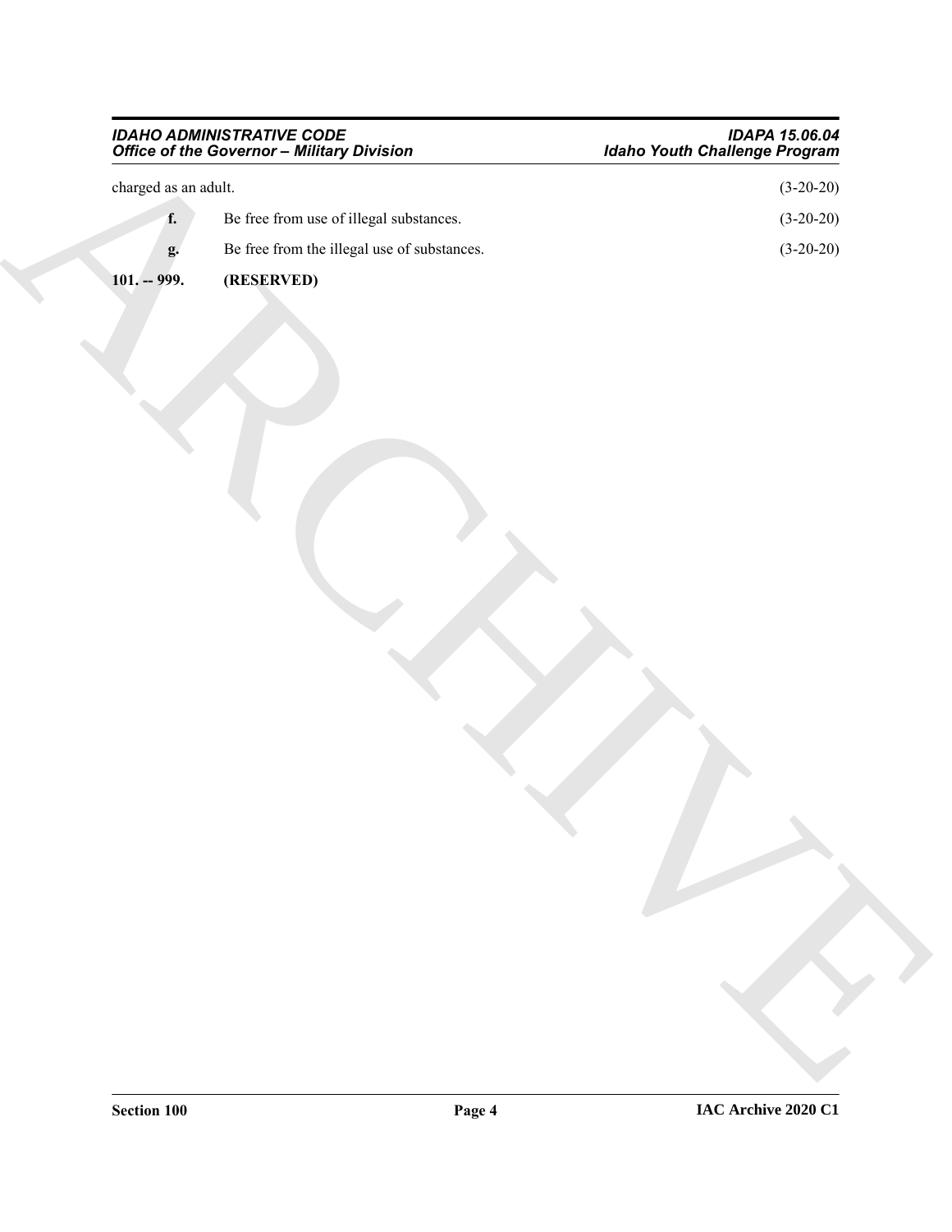charged as an adult. (3-20-20)

**f.** Be free from use of illegal substances. (3-20-20)

**g.** Be free from the illegal use of substances. (3-20-20)

**101. -- 999. (RESERVED)**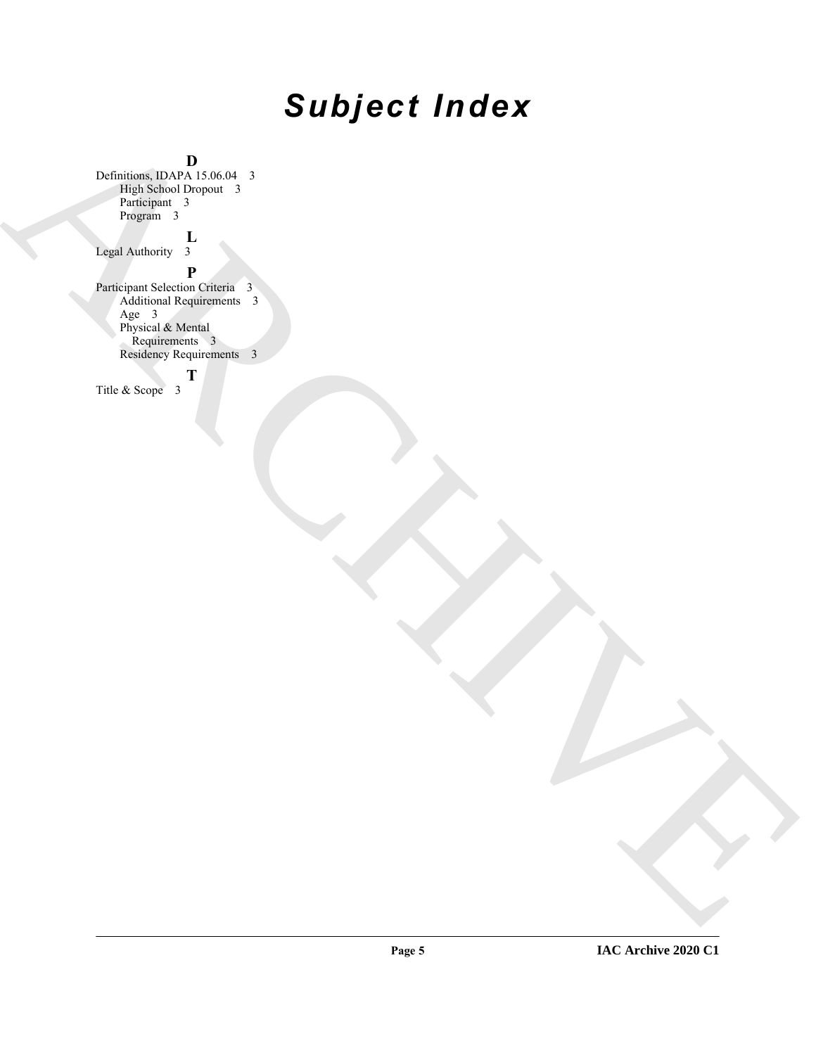# *Subject Index*

**D**

Definitions, IDAPA 15.06.04 3
- High School Dropout 3
- Participant 3
- Program 3

**L**

Legal Authority 3

**P**

Participant Selection Criteria 3
- Additional Requirements 3
- Age 3
- Physical & Mental Requirements 3
- Residency Requirements 3

**T**

Title & Scope 3